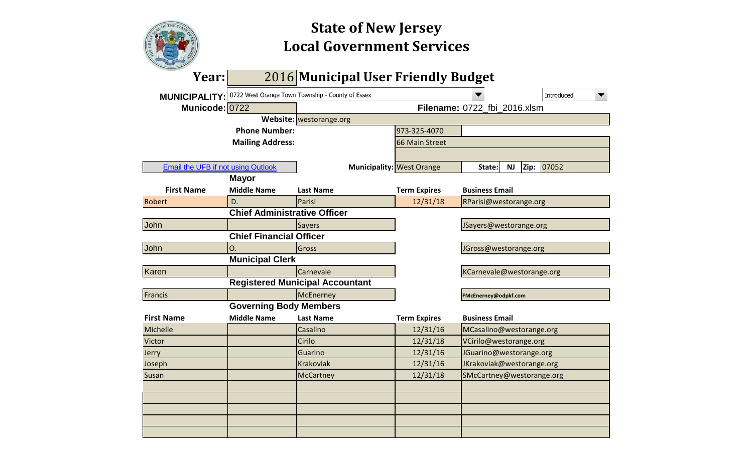# State of New Jersey
# Local Government Services

**Year:** 2016 **Municipal User Friendly Budget**

**MUNICIPALITY:** 0722 West Orange Town Township - County of Essex — Introduced

**Municode:** 0722 **Filename:** 0722_fbi_2016.xlsm

**Website:** westorange.org

**Phone Number:** 973-325-4070

**Mailing Address:** 66 Main Street

Email the UFB if not using Outlook

**Municipality:** West Orange **State:** NJ **Zip:** 07052

### Mayor

| First Name | Middle Name | Last Name | Term Expires | Business Email |
|---|---|---|---|---|
| Robert | D. | Parisi | 12/31/18 | RParisi@westorange.org |

### Chief Administrative Officer

| First Name | Middle Name | Last Name | Term Expires | Business Email |
|---|---|---|---|---|
| John | | Sayers | | JSayers@westorange.org |

### Chief Financial Officer

| First Name | Middle Name | Last Name | Term Expires | Business Email |
|---|---|---|---|---|
| John | O. | Gross | | JGross@westorange.org |

### Municipal Clerk

| First Name | Middle Name | Last Name | Term Expires | Business Email |
|---|---|---|---|---|
| Karen | | Carnevale | | KCarnevale@westorange.org |

### Registered Municipal Accountant

| First Name | Middle Name | Last Name | Term Expires | Business Email |
|---|---|---|---|---|
| Francis | | McEnerney | | FMcEnerney@odpkf.com |

### Governing Body Members

| First Name | Middle Name | Last Name | Term Expires | Business Email |
|---|---|---|---|---|
| Michelle | | Casalino | 12/31/16 | MCasalino@westorange.org |
| Victor | | Cirilo | 12/31/18 | VCirilo@westorange.org |
| Jerry | | Guarino | 12/31/16 | JGuarino@westorange.org |
| Joseph | | Krakoviak | 12/31/16 | JKrakoviak@westorange.org |
| Susan | | McCartney | 12/31/18 | SMcCartney@westorange.org |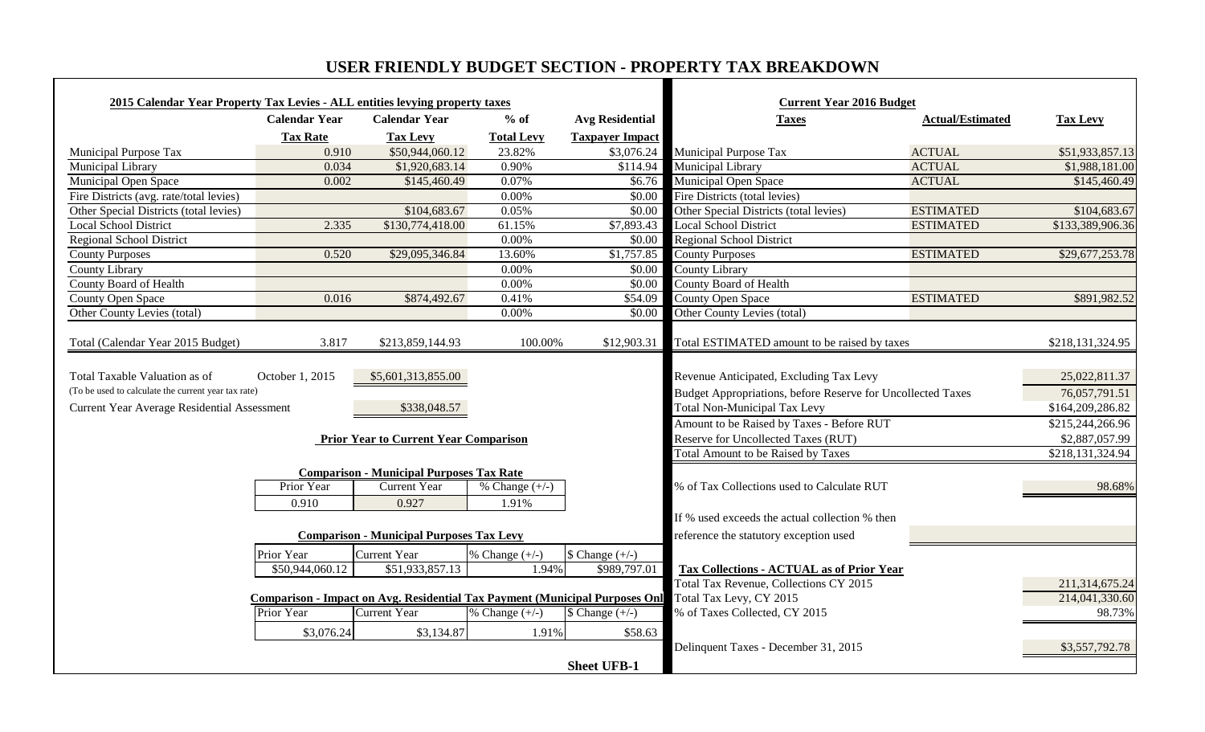# USER FRIENDLY BUDGET SECTION - PROPERTY TAX BREAKDOWN

**2015 Calendar Year Property Tax Levies - ALL entities levying property taxes**

| | Calendar Year Tax Rate | Calendar Year Tax Levy | % of Total Levy | Avg Residential Taxpayer Impact |
|---|---|---|---|---|
| Municipal Purpose Tax | 0.910 | $50,944,060.12 | 23.82% | $3,076.24 |
| Municipal Library | 0.034 | $1,920,683.14 | 0.90% | $114.94 |
| Municipal Open Space | 0.002 | $145,460.49 | 0.07% | $6.76 |
| Fire Districts (avg. rate/total levies) | | | 0.00% | $0.00 |
| Other Special Districts (total levies) | | $104,683.67 | 0.05% | $0.00 |
| Local School District | 2.335 | $130,774,418.00 | 61.15% | $7,893.43 |
| Regional School District | | | 0.00% | $0.00 |
| County Purposes | 0.520 | $29,095,346.84 | 13.60% | $1,757.85 |
| County Library | | | 0.00% | $0.00 |
| County Board of Health | | | 0.00% | $0.00 |
| County Open Space | 0.016 | $874,492.67 | 0.41% | $54.09 |
| Other County Levies (total) | | | 0.00% | $0.00 |
| Total (Calendar Year 2015 Budget) | 3.817 | $213,859,144.93 | 100.00% | $12,903.31 |

| | | |
|---|---|---|
| Total Taxable Valuation as of (To be used to calculate the current year tax rate) | October 1, 2015 | $5,601,313,855.00 |
| Current Year Average Residential Assessment | | $338,048.57 |

**Prior Year to Current Year Comparison**

**Comparison - Municipal Purposes Tax Rate**

| Prior Year | Current Year | % Change (+/-) |
|---|---|---|
| 0.910 | 0.927 | 1.91% |

**Comparison - Municipal Purposes Tax Levy**

| Prior Year | Current Year | % Change (+/-) | $ Change (+/-) |
|---|---|---|---|
| $50,944,060.12 | $51,933,857.13 | 1.94% | $989,797.01 |

**Comparison - Impact on Avg. Residential Tax Payment (Municipal Purposes Only)**

| Prior Year | Current Year | % Change (+/-) | $ Change (+/-) |
|---|---|---|---|
| $3,076.24 | $3,134.87 | 1.91% | $58.63 |

**Current Year 2016 Budget**

| Taxes | Actual/Estimated | Tax Levy |
|---|---|---|
| Municipal Purpose Tax | ACTUAL | $51,933,857.13 |
| Municipal Library | ACTUAL | $1,988,181.00 |
| Municipal Open Space | ACTUAL | $145,460.49 |
| Fire Districts (total levies) | | |
| Other Special Districts (total levies) | ESTIMATED | $104,683.67 |
| Local School District | ESTIMATED | $133,389,906.36 |
| Regional School District | | |
| County Purposes | ESTIMATED | $29,677,253.78 |
| County Library | | |
| County Board of Health | | |
| County Open Space | ESTIMATED | $891,982.52 |
| Other County Levies (total) | | |
| Total ESTIMATED amount to be raised by taxes | | $218,131,324.95 |

| | |
|---|---|
| Revenue Anticipated, Excluding Tax Levy | 25,022,811.37 |
| Budget Appropriations, before Reserve for Uncollected Taxes | 76,057,791.51 |
| Total Non-Municipal Tax Levy | $164,209,286.82 |
| Amount to be Raised by Taxes - Before RUT | $215,244,266.96 |
| Reserve for Uncollected Taxes (RUT) | $2,887,057.99 |
| Total Amount to be Raised by Taxes | $218,131,324.94 |
| % of Tax Collections used to Calculate RUT | 98.68% |
| If % used exceeds the actual collection % then reference the statutory exception used | |

**Tax Collections - ACTUAL as of Prior Year**

| | |
|---|---|
| Total Tax Revenue, Collections CY 2015 | 211,314,675.24 |
| Total Tax Levy, CY 2015 | 214,041,330.60 |
| % of Taxes Collected, CY 2015 | 98.73% |
| Delinquent Taxes - December 31, 2015 | $3,557,792.78 |

**Sheet UFB-1**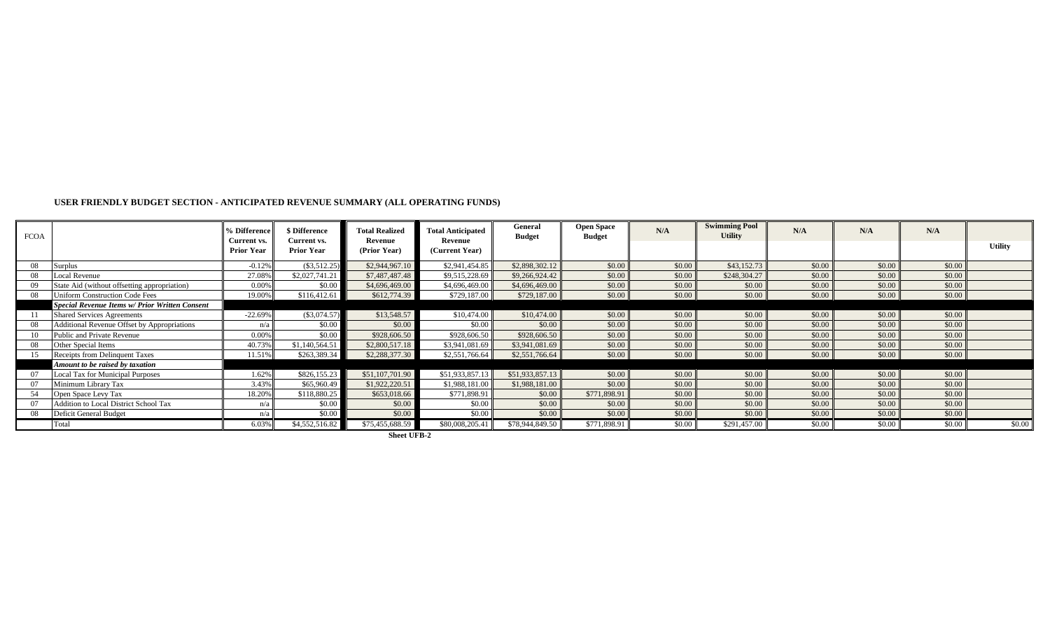## USER FRIENDLY BUDGET SECTION - ANTICIPATED REVENUE SUMMARY (ALL OPERATING FUNDS)

| FCOA | | % Difference Current vs. Prior Year | $ Difference Current vs. Prior Year | Total Realized Revenue (Prior Year) | Total Anticipated Revenue (Current Year) | General Budget | Open Space Budget | N/A | Swimming Pool Utility | N/A | N/A | N/A | Utility |
|---|---|---|---|---|---|---|---|---|---|---|---|---|---|
| 08 | Surplus | -0.12% | ($3,512.25) | $2,944,967.10 | $2,941,454.85 | $2,898,302.12 | $0.00 | $0.00 | $43,152.73 | $0.00 | $0.00 | $0.00 | |
| 08 | Local Revenue | 27.08% | $2,027,741.21 | $7,487,487.48 | $9,515,228.69 | $9,266,924.42 | $0.00 | $0.00 | $248,304.27 | $0.00 | $0.00 | $0.00 | |
| 09 | State Aid (without offsetting appropriation) | 0.00% | $0.00 | $4,696,469.00 | $4,696,469.00 | $4,696,469.00 | $0.00 | $0.00 | $0.00 | $0.00 | $0.00 | $0.00 | |
| 08 | Uniform Construction Code Fees | 19.00% | $116,412.61 | $612,774.39 | $729,187.00 | $729,187.00 | $0.00 | $0.00 | $0.00 | $0.00 | $0.00 | $0.00 | |
| | ***Special Revenue Items w/ Prior Written Consent*** | | | | | | | | | | | | |
| 11 | Shared Services Agreements | -22.69% | ($3,074.57) | $13,548.57 | $10,474.00 | $10,474.00 | $0.00 | $0.00 | $0.00 | $0.00 | $0.00 | $0.00 | |
| 08 | Additional Revenue Offset by Appropriations | n/a | $0.00 | $0.00 | $0.00 | $0.00 | $0.00 | $0.00 | $0.00 | $0.00 | $0.00 | $0.00 | |
| 10 | Public and Private Revenue | 0.00% | $0.00 | $928,606.50 | $928,606.50 | $928,606.50 | $0.00 | $0.00 | $0.00 | $0.00 | $0.00 | $0.00 | |
| 08 | Other Special Items | 40.73% | $1,140,564.51 | $2,800,517.18 | $3,941,081.69 | $3,941,081.69 | $0.00 | $0.00 | $0.00 | $0.00 | $0.00 | $0.00 | |
| 15 | Receipts from Delinquent Taxes | 11.51% | $263,389.34 | $2,288,377.30 | $2,551,766.64 | $2,551,766.64 | $0.00 | $0.00 | $0.00 | $0.00 | $0.00 | $0.00 | |
| | ***Amount to be raised by taxation*** | | | | | | | | | | | | |
| 07 | Local Tax for Municipal Purposes | 1.62% | $826,155.23 | $51,107,701.90 | $51,933,857.13 | $51,933,857.13 | $0.00 | $0.00 | $0.00 | $0.00 | $0.00 | $0.00 | |
| 07 | Minimum Library Tax | 3.43% | $65,960.49 | $1,922,220.51 | $1,988,181.00 | $1,988,181.00 | $0.00 | $0.00 | $0.00 | $0.00 | $0.00 | $0.00 | |
| 54 | Open Space Levy Tax | 18.20% | $118,880.25 | $653,018.66 | $771,898.91 | $0.00 | $771,898.91 | $0.00 | $0.00 | $0.00 | $0.00 | $0.00 | |
| 07 | Addition to Local District School Tax | n/a | $0.00 | $0.00 | $0.00 | $0.00 | $0.00 | $0.00 | $0.00 | $0.00 | $0.00 | $0.00 | |
| 08 | Deficit General Budget | n/a | $0.00 | $0.00 | $0.00 | $0.00 | $0.00 | $0.00 | $0.00 | $0.00 | $0.00 | $0.00 | |
| | Total | 6.03% | $4,552,516.82 | $75,455,688.59 | $80,008,205.41 | $78,944,849.50 | $771,898.91 | $0.00 | $291,457.00 | $0.00 | $0.00 | $0.00 | $0.00 |

**Sheet UFB-2**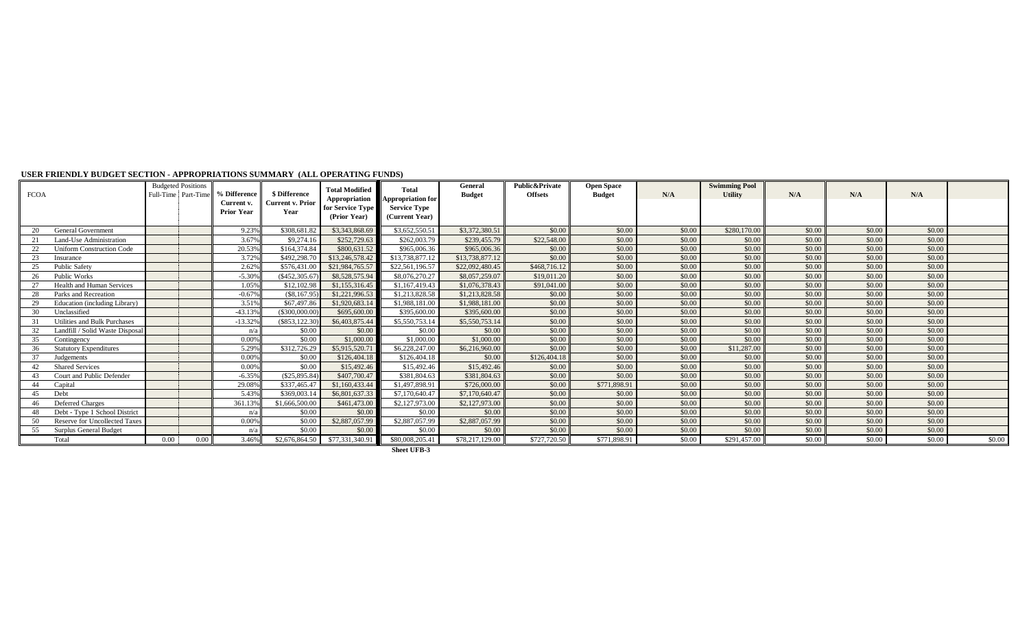## USER FRIENDLY BUDGET SECTION - APPROPRIATIONS SUMMARY (ALL OPERATING FUNDS)

| FCOA | | Budgeted Positions Full-Time | Budgeted Positions Part-Time | % Difference Current v. Prior Year | $ Difference Current v. Prior Year | Total Modified Appropriation for Service Type (Prior Year) | Total Appropriation for Service Type (Current Year) | General Budget | Public&Private Offsets | Open Space Budget | N/A | Swimming Pool Utility | N/A | N/A | N/A | |
|---|---|---|---|---|---|---|---|---|---|---|---|---|---|---|---|---|
| 20 | General Government | | | 9.23% | $308,681.82 | $3,343,868.69 | $3,652,550.51 | $3,372,380.51 | $0.00 | $0.00 | $0.00 | $280,170.00 | $0.00 | $0.00 | $0.00 | |
| 21 | Land-Use Administration | | | 3.67% | $9,274.16 | $252,729.63 | $262,003.79 | $239,455.79 | $22,548.00 | $0.00 | $0.00 | $0.00 | $0.00 | $0.00 | $0.00 | |
| 22 | Uniform Construction Code | | | 20.53% | $164,374.84 | $800,631.52 | $965,006.36 | $965,006.36 | $0.00 | $0.00 | $0.00 | $0.00 | $0.00 | $0.00 | $0.00 | |
| 23 | Insurance | | | 3.72% | $492,298.70 | $13,246,578.42 | $13,738,877.12 | $13,738,877.12 | $0.00 | $0.00 | $0.00 | $0.00 | $0.00 | $0.00 | $0.00 | |
| 25 | Public Safety | | | 2.62% | $576,431.00 | $21,984,765.57 | $22,561,196.57 | $22,092,480.45 | $468,716.12 | $0.00 | $0.00 | $0.00 | $0.00 | $0.00 | $0.00 | |
| 26 | Public Works | | | -5.30% | ($452,305.67) | $8,528,575.94 | $8,076,270.27 | $8,057,259.07 | $19,011.20 | $0.00 | $0.00 | $0.00 | $0.00 | $0.00 | $0.00 | |
| 27 | Health and Human Services | | | 1.05% | $12,102.98 | $1,155,316.45 | $1,167,419.43 | $1,076,378.43 | $91,041.00 | $0.00 | $0.00 | $0.00 | $0.00 | $0.00 | $0.00 | |
| 28 | Parks and Recreation | | | -0.67% | ($8,167.95) | $1,221,996.53 | $1,213,828.58 | $1,213,828.58 | $0.00 | $0.00 | $0.00 | $0.00 | $0.00 | $0.00 | $0.00 | |
| 29 | Education (including Library) | | | 3.51% | $67,497.86 | $1,920,683.14 | $1,988,181.00 | $1,988,181.00 | $0.00 | $0.00 | $0.00 | $0.00 | $0.00 | $0.00 | $0.00 | |
| 30 | Unclassified | | | -43.13% | ($300,000.00) | $695,600.00 | $395,600.00 | $395,600.00 | $0.00 | $0.00 | $0.00 | $0.00 | $0.00 | $0.00 | $0.00 | |
| 31 | Utilities and Bulk Purchases | | | -13.32% | ($853,122.30) | $6,403,875.44 | $5,550,753.14 | $5,550,753.14 | $0.00 | $0.00 | $0.00 | $0.00 | $0.00 | $0.00 | $0.00 | |
| 32 | Landfill / Solid Waste Disposal | | | n/a | $0.00 | $0.00 | $0.00 | $0.00 | $0.00 | $0.00 | $0.00 | $0.00 | $0.00 | $0.00 | $0.00 | |
| 35 | Contingency | | | 0.00% | $0.00 | $1,000.00 | $1,000.00 | $1,000.00 | $0.00 | $0.00 | $0.00 | $0.00 | $0.00 | $0.00 | $0.00 | |
| 36 | Statutory Expenditures | | | 5.29% | $312,726.29 | $5,915,520.71 | $6,228,247.00 | $6,216,960.00 | $0.00 | $0.00 | $0.00 | $11,287.00 | $0.00 | $0.00 | $0.00 | |
| 37 | Judgements | | | 0.00% | $0.00 | $126,404.18 | $126,404.18 | $0.00 | $126,404.18 | $0.00 | $0.00 | $0.00 | $0.00 | $0.00 | $0.00 | |
| 42 | Shared Services | | | 0.00% | $0.00 | $15,492.46 | $15,492.46 | $15,492.46 | $0.00 | $0.00 | $0.00 | $0.00 | $0.00 | $0.00 | $0.00 | |
| 43 | Court and Public Defender | | | -6.35% | ($25,895.84) | $407,700.47 | $381,804.63 | $381,804.63 | $0.00 | $0.00 | $0.00 | $0.00 | $0.00 | $0.00 | $0.00 | |
| 44 | Capital | | | 29.08% | $337,465.47 | $1,160,433.44 | $1,497,898.91 | $726,000.00 | $0.00 | $771,898.91 | $0.00 | $0.00 | $0.00 | $0.00 | $0.00 | |
| 45 | Debt | | | 5.43% | $369,003.14 | $6,801,637.33 | $7,170,640.47 | $7,170,640.47 | $0.00 | $0.00 | $0.00 | $0.00 | $0.00 | $0.00 | $0.00 | |
| 46 | Deferred Charges | | | 361.13% | $1,666,500.00 | $461,473.00 | $2,127,973.00 | $2,127,973.00 | $0.00 | $0.00 | $0.00 | $0.00 | $0.00 | $0.00 | $0.00 | |
| 48 | Debt - Type 1 School District | | | n/a | $0.00 | $0.00 | $0.00 | $0.00 | $0.00 | $0.00 | $0.00 | $0.00 | $0.00 | $0.00 | $0.00 | |
| 50 | Reserve for Uncollected Taxes | | | 0.00% | $0.00 | $2,887,057.99 | $2,887,057.99 | $2,887,057.99 | $0.00 | $0.00 | $0.00 | $0.00 | $0.00 | $0.00 | $0.00 | |
| 55 | Surplus General Budget | | | n/a | $0.00 | $0.00 | $0.00 | $0.00 | $0.00 | $0.00 | $0.00 | $0.00 | $0.00 | $0.00 | $0.00 | |
| | Total | 0.00 | 0.00 | 3.46% | $2,676,864.50 | $77,331,340.91 | $80,008,205.41 | $78,217,129.00 | $727,720.50 | $771,898.91 | $0.00 | $291,457.00 | $0.00 | $0.00 | $0.00 | $0.00 |

**Sheet UFB-3**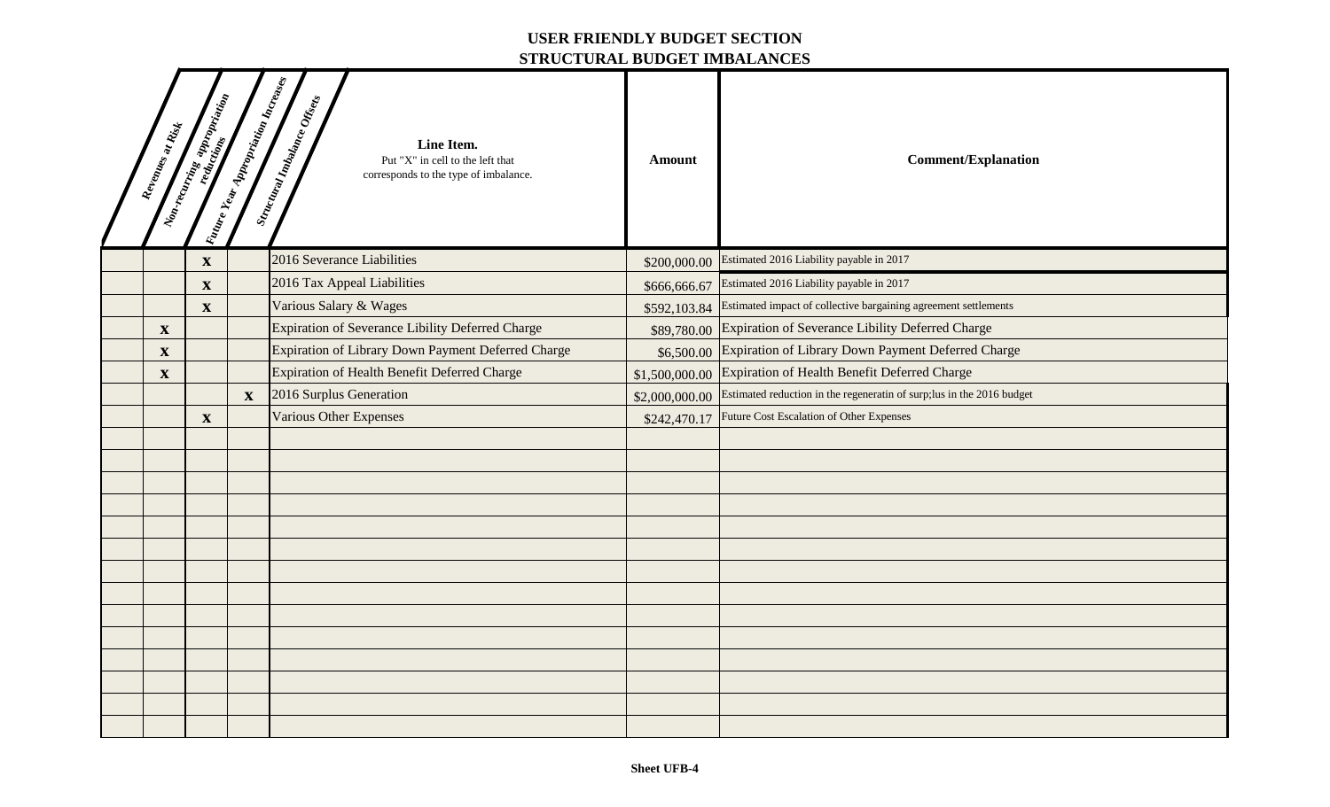# USER FRIENDLY BUDGET SECTION
## STRUCTURAL BUDGET IMBALANCES

| Revenues at Risk | Non-recurring appropriation reductions | Future Year Appropriation Increases | Structural Imbalance Offsets | Line Item. Put "X" in cell to the left that corresponds to the type of imbalance. | Amount | Comment/Explanation |
|---|---|---|---|---|---|---|
| | | X | | 2016 Severance Liabilities | $200,000.00 | Estimated 2016 Liability payable in 2017 |
| | | X | | 2016 Tax Appeal Liabilities | $666,666.67 | Estimated 2016 Liability payable in 2017 |
| | | X | | Various Salary & Wages | $592,103.84 | Estimated impact of collective bargaining agreement settlements |
| | X | | | Expiration of Severance Libility Deferred Charge | $89,780.00 | Expiration of Severance Libility Deferred Charge |
| | X | | | Expiration of Library Down Payment Deferred Charge | $6,500.00 | Expiration of Library Down Payment Deferred Charge |
| | X | | | Expiration of Health Benefit Deferred Charge | $1,500,000.00 | Expiration of Health Benefit Deferred Charge |
| | | | X | 2016 Surplus Generation | $2,000,000.00 | Estimated reduction in the regeneratin of surp;lus in the 2016 budget |
| | | X | | Various Other Expenses | $242,470.17 | Future Cost Escalation of Other Expenses |

Sheet UFB-4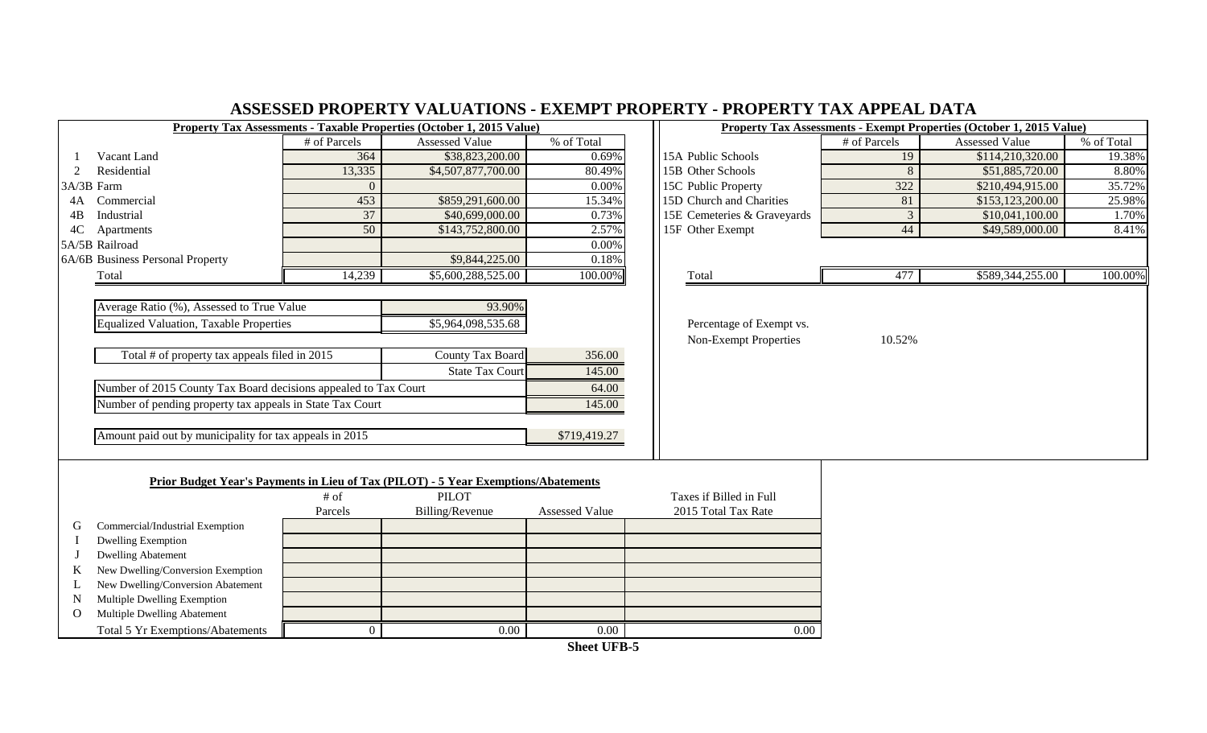# ASSESSED PROPERTY VALUATIONS - EXEMPT PROPERTY - PROPERTY TAX APPEAL DATA

**Property Tax Assessments - Taxable Properties (October 1, 2015 Value)**

| | | # of Parcels | Assessed Value | % of Total |
|---|---|---|---|---|
| 1 | Vacant Land | 364 | $38,823,200.00 | 0.69% |
| 2 | Residential | 13,335 | $4,507,877,700.00 | 80.49% |
| 3A/3B | Farm | 0 | | 0.00% |
| 4A | Commercial | 453 | $859,291,600.00 | 15.34% |
| 4B | Industrial | 37 | $40,699,000.00 | 0.73% |
| 4C | Apartments | 50 | $143,752,800.00 | 2.57% |
| 5A/5B | Railroad | | | 0.00% |
| 6A/6B | Business Personal Property | | $9,844,225.00 | 0.18% |
| | Total | 14,239 | $5,600,288,525.00 | 100.00% |

| | |
|---|---|
| Average Ratio (%), Assessed to True Value | 93.90% |
| Equalized Valuation, Taxable Properties | $5,964,098,535.68 |

| | | |
|---|---|---|
| Total # of property tax appeals filed in 2015 | County Tax Board | 356.00 |
| | State Tax Court | 145.00 |
| Number of 2015 County Tax Board decisions appealed to Tax Court | | 64.00 |
| Number of pending property tax appeals in State Tax Court | | 145.00 |

| | |
|---|---|
| Amount paid out by municipality for tax appeals in 2015 | $719,419.27 |

**Property Tax Assessments - Exempt Properties (October 1, 2015 Value)**

| | # of Parcels | Assessed Value | % of Total |
|---|---|---|---|
| 15A Public Schools | 19 | $114,210,320.00 | 19.38% |
| 15B Other Schools | 8 | $51,885,720.00 | 8.80% |
| 15C Public Property | 322 | $210,494,915.00 | 35.72% |
| 15D Church and Charities | 81 | $153,123,200.00 | 25.98% |
| 15E Cemeteries & Graveyards | 3 | $10,041,100.00 | 1.70% |
| 15F Other Exempt | 44 | $49,589,000.00 | 8.41% |
| Total | 477 | $589,344,255.00 | 100.00% |

Percentage of Exempt vs. Non-Exempt Properties: 10.52%

**Prior Budget Year's Payments in Lieu of Tax (PILOT) - 5 Year Exemptions/Abatements**

| | | # of Parcels | PILOT Billing/Revenue | Assessed Value | Taxes if Billed in Full 2015 Total Tax Rate |
|---|---|---|---|---|---|
| G | Commercial/Industrial Exemption | | | | |
| I | Dwelling Exemption | | | | |
| J | Dwelling Abatement | | | | |
| K | New Dwelling/Conversion Exemption | | | | |
| L | New Dwelling/Conversion Abatement | | | | |
| N | Multiple Dwelling Exemption | | | | |
| O | Multiple Dwelling Abatement | | | | |
| | Total 5 Yr Exemptions/Abatements | 0 | 0.00 | 0.00 | 0.00 |

**Sheet UFB-5**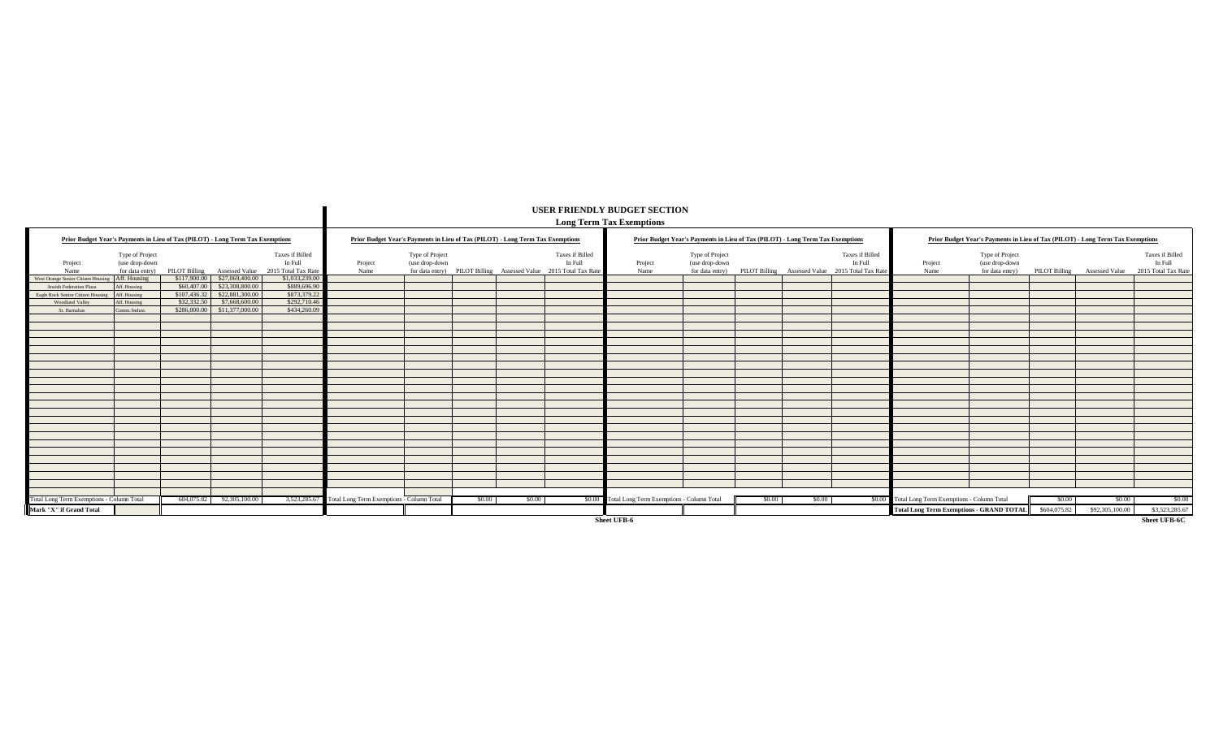# USER FRIENDLY BUDGET SECTION

## Long Term Tax Exemptions

**Prior Budget Year's Payments in Lieu of Tax (PILOT) - Long Term Tax Exemptions**

| Project Name | Type of Project (use drop-down for data entry) | PILOT Billing | Assessed Value | Taxes if Billed In Full 2015 Total Tax Rate |
|---|---|---|---|---|
| West Orange Senior Citizen Housing | Aff. Housing | $117,900.00 | $27,069,400.00 | $1,033,239.00 |
| Jewish Federation Plaza | Aff. Housing | $60,407.00 | $23,308,800.00 | $889,696.90 |
| Eagle Rock Senior Citizen Housing | Aff. Housing | $107,436.32 | $22,881,300.00 | $873,379.22 |
| Woodland Valley | Aff. Housing | $32,332.50 | $7,668,600.00 | $292,710.46 |
| St. Barnabas | Comm./Indust. | $286,000.00 | $11,377,000.00 | $434,260.09 |
| Total Long Term Exemptions - Column Total | | 604,075.82 | 92,305,100.00 | 3,523,285.67 |
| Mark "X" if Grand Total | | | | |

**Prior Budget Year's Payments in Lieu of Tax (PILOT) - Long Term Tax Exemptions**

| Project Name | Type of Project (use drop-down for data entry) | PILOT Billing | Assessed Value | Taxes if Billed In Full 2015 Total Tax Rate |
|---|---|---|---|---|
| Total Long Term Exemptions - Column Total | | $0.00 | $0.00 | $0.00 |

**Prior Budget Year's Payments in Lieu of Tax (PILOT) - Long Term Tax Exemptions**

| Project Name | Type of Project (use drop-down for data entry) | PILOT Billing | Assessed Value | Taxes if Billed In Full 2015 Total Tax Rate |
|---|---|---|---|---|
| Total Long Term Exemptions - Column Total | | $0.00 | $0.00 | $0.00 |

Sheet UFB-6

**Prior Budget Year's Payments in Lieu of Tax (PILOT) - Long Term Tax Exemptions**

| Project Name | Type of Project (use drop-down for data entry) | PILOT Billing | Assessed Value | Taxes if Billed In Full 2015 Total Tax Rate |
|---|---|---|---|---|
| Total Long Term Exemptions - Column Total | | $0.00 | $0.00 | $0.00 |
| **Total Long Term Exemptions - GRAND TOTAL** | | $604,075.82 | $92,305,100.00 | $3,523,285.67 |

Sheet UFB-6C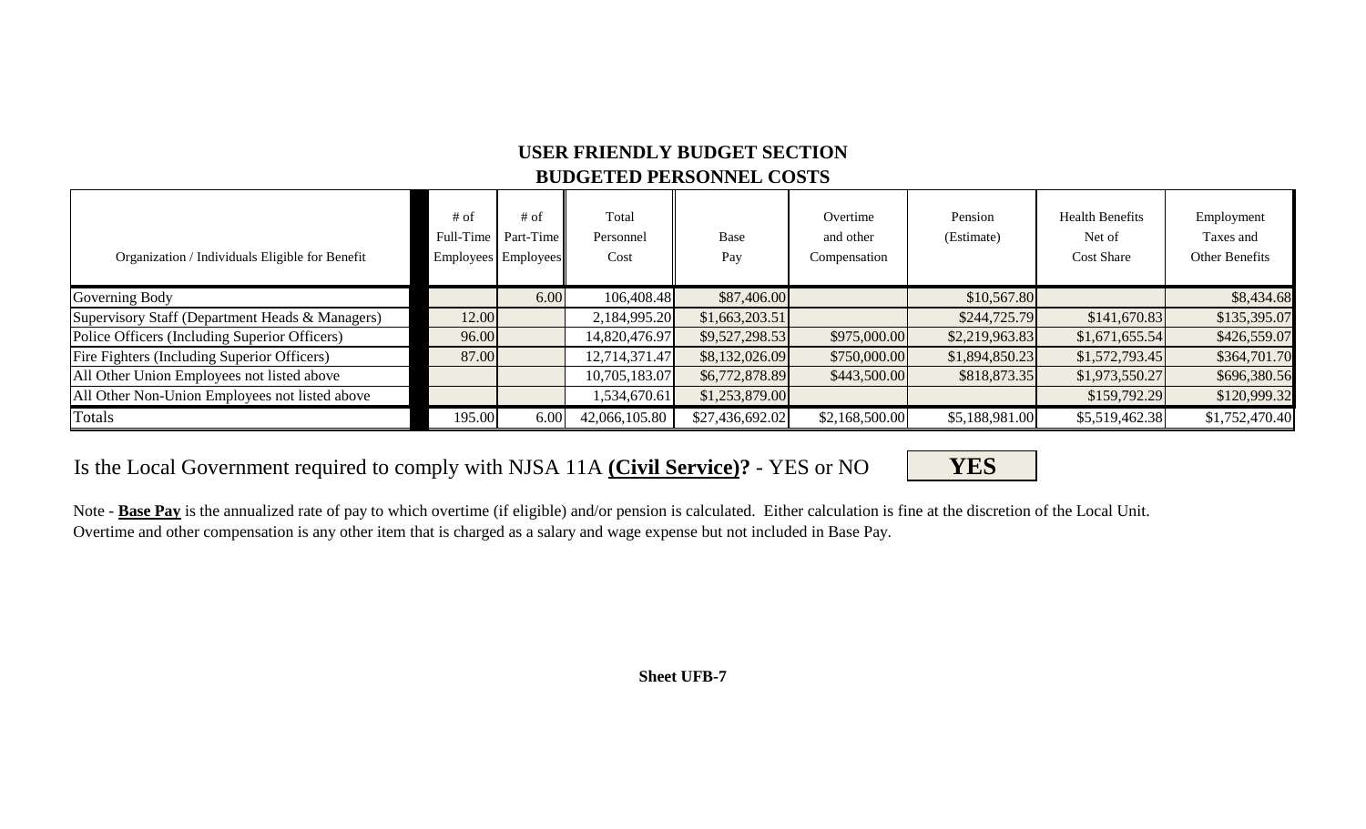## USER FRIENDLY BUDGET SECTION
## BUDGETED PERSONNEL COSTS

| Organization / Individuals Eligible for Benefit | # of Full-Time Employees | # of Part-Time Employees | Total Personnel Cost | Base Pay | Overtime and other Compensation | Pension (Estimate) | Health Benefits Net of Cost Share | Employment Taxes and Other Benefits |
|---|---|---|---|---|---|---|---|---|
| Governing Body | | 6.00 | 106,408.48 | $87,406.00 | | $10,567.80 | | $8,434.68 |
| Supervisory Staff (Department Heads & Managers) | 12.00 | | 2,184,995.20 | $1,663,203.51 | | $244,725.79 | $141,670.83 | $135,395.07 |
| Police Officers (Including Superior Officers) | 96.00 | | 14,820,476.97 | $9,527,298.53 | $975,000.00 | $2,219,963.83 | $1,671,655.54 | $426,559.07 |
| Fire Fighters (Including Superior Officers) | 87.00 | | 12,714,371.47 | $8,132,026.09 | $750,000.00 | $1,894,850.23 | $1,572,793.45 | $364,701.70 |
| All Other Union Employees not listed above | | | 10,705,183.07 | $6,772,878.89 | $443,500.00 | $818,873.35 | $1,973,550.27 | $696,380.56 |
| All Other Non-Union Employees not listed above | | | 1,534,670.61 | $1,253,879.00 | | | $159,792.29 | $120,999.32 |
| Totals | 195.00 | 6.00 | 42,066,105.80 | $27,436,692.02 | $2,168,500.00 | $5,188,981.00 | $5,519,462.38 | $1,752,470.40 |

Is the Local Government required to comply with NJSA 11A **Civil Service)?** - YES or NO **YES**

Note - **Base Pay** is the annualized rate of pay to which overtime (if eligible) and/or pension is calculated. Either calculation is fine at the discretion of the Local Unit. Overtime and other compensation is any other item that is charged as a salary and wage expense but not included in Base Pay.

**Sheet UFB-7**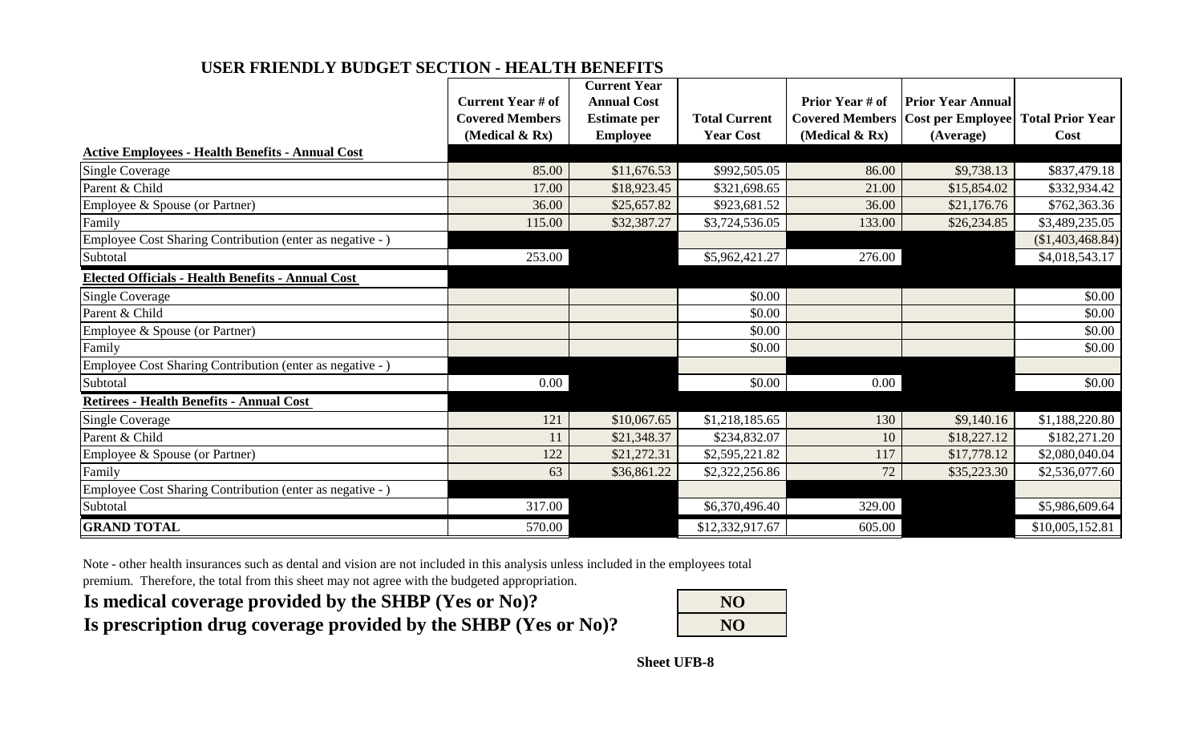## USER FRIENDLY BUDGET SECTION - HEALTH BENEFITS

| | Current Year # of Covered Members (Medical & Rx) | Current Year Annual Cost Estimate per Employee | Total Current Year Cost | Prior Year # of Covered Members (Medical & Rx) | Prior Year Annual Cost per Employee (Average) | Total Prior Year Cost |
|---|---|---|---|---|---|---|
| **Active Employees - Health Benefits - Annual Cost** | | | | | | |
| Single Coverage | 85.00 | $11,676.53 | $992,505.05 | 86.00 | $9,738.13 | $837,479.18 |
| Parent & Child | 17.00 | $18,923.45 | $321,698.65 | 21.00 | $15,854.02 | $332,934.42 |
| Employee & Spouse (or Partner) | 36.00 | $25,657.82 | $923,681.52 | 36.00 | $21,176.76 | $762,363.36 |
| Family | 115.00 | $32,387.27 | $3,724,536.05 | 133.00 | $26,234.85 | $3,489,235.05 |
| Employee Cost Sharing Contribution (enter as negative - ) | | | | | | ($1,403,468.84) |
| Subtotal | 253.00 | | $5,962,421.27 | 276.00 | | $4,018,543.17 |
| **Elected Officials - Health Benefits - Annual Cost** | | | | | | |
| Single Coverage | | | $0.00 | | | $0.00 |
| Parent & Child | | | $0.00 | | | $0.00 |
| Employee & Spouse (or Partner) | | | $0.00 | | | $0.00 |
| Family | | | $0.00 | | | $0.00 |
| Employee Cost Sharing Contribution (enter as negative - ) | | | | | | |
| Subtotal | 0.00 | | $0.00 | 0.00 | | $0.00 |
| **Retirees - Health Benefits - Annual Cost** | | | | | | |
| Single Coverage | 121 | $10,067.65 | $1,218,185.65 | 130 | $9,140.16 | $1,188,220.80 |
| Parent & Child | 11 | $21,348.37 | $234,832.07 | 10 | $18,227.12 | $182,271.20 |
| Employee & Spouse (or Partner) | 122 | $21,272.31 | $2,595,221.82 | 117 | $17,778.12 | $2,080,040.04 |
| Family | 63 | $36,861.22 | $2,322,256.86 | 72 | $35,223.30 | $2,536,077.60 |
| Employee Cost Sharing Contribution (enter as negative - ) | | | | | | |
| Subtotal | 317.00 | | $6,370,496.40 | 329.00 | | $5,986,609.64 |
| **GRAND TOTAL** | 570.00 | | $12,332,917.67 | 605.00 | | $10,005,152.81 |

Note - other health insurances such as dental and vision are not included in this analysis unless included in the employees total premium. Therefore, the total from this sheet may not agree with the budgeted appropriation.

| | |
|---|---|
| **Is medical coverage provided by the SHBP (Yes or No)?** | **NO** |
| **Is prescription drug coverage provided by the SHBP (Yes or No)?** | **NO** |

**Sheet UFB-8**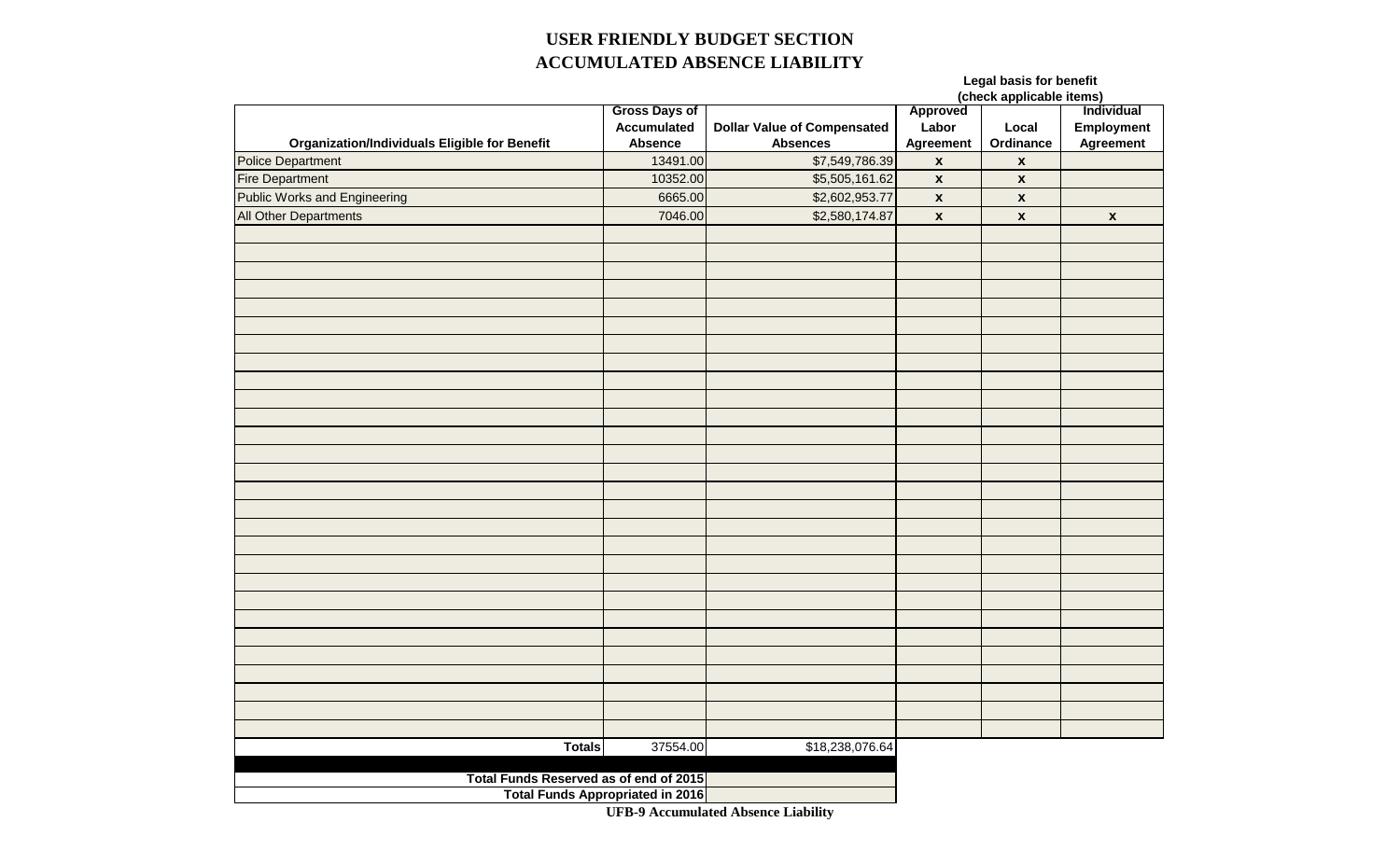# USER FRIENDLY BUDGET SECTION
## ACCUMULATED ABSENCE LIABILITY

| Organization/Individuals Eligible for Benefit | Gross Days of Accumulated Absence | Dollar Value of Compensated Absences | Legal basis for benefit (check applicable items) Approved Labor Agreement | Local Ordinance | Individual Employment Agreement |
|---|---|---|---|---|---|
| Police Department | 13491.00 | $7,549,786.39 | x | x | |
| Fire Department | 10352.00 | $5,505,161.62 | x | x | |
| Public Works and Engineering | 6665.00 | $2,602,953.77 | x | x | |
| All Other Departments | 7046.00 | $2,580,174.87 | x | x | x |
| **Totals** | 37554.00 | $18,238,076.64 | | | |
| **Total Funds Reserved as of end of 2015** | | | | | |
| **Total Funds Appropriated in 2016** | | | | | |

**UFB-9 Accumulated Absence Liability**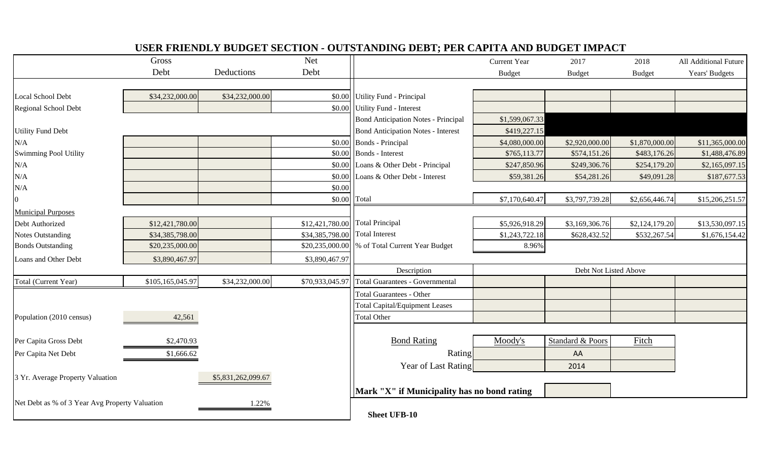# USER FRIENDLY BUDGET SECTION - OUTSTANDING DEBT; PER CAPITA AND BUDGET IMPACT

| | Gross Debt | Deductions | Net Debt |
|---|---|---|---|
| Local School Debt | $34,232,000.00 | $34,232,000.00 | $0.00 |
| Regional School Debt | | | $0.00 |
| Utility Fund Debt | | | |
| N/A | | | $0.00 |
| Swimming Pool Utility | | | $0.00 |
| N/A | | | $0.00 |
| N/A | | | $0.00 |
| N/A | | | $0.00 |
| 0 | | | $0.00 |
| Municipal Purposes | | | |
| Debt Authorized | $12,421,780.00 | | $12,421,780.00 |
| Notes Outstanding | $34,385,798.00 | | $34,385,798.00 |
| Bonds Outstanding | $20,235,000.00 | | $20,235,000.00 |
| Loans and Other Debt | $3,890,467.97 | | $3,890,467.97 |
| Total (Current Year) | $105,165,045.97 | $34,232,000.00 | $70,933,045.97 |

| | |
|---|---|
| Population (2010 census) | 42,561 |
| Per Capita Gross Debt | $2,470.93 |
| Per Capita Net Debt | $1,666.62 |
| 3 Yr. Average Property Valuation | $5,831,262,099.67 |
| Net Debt as % of 3 Year Avg Property Valuation | 1.22% |

| | Current Year Budget | 2017 Budget | 2018 Budget | All Additional Future Years' Budgets |
|---|---|---|---|---|
| Utility Fund - Principal | | | | |
| Utility Fund - Interest | | | | |
| Bond Anticipation Notes - Principal | $1,599,067.33 | | | |
| Bond Anticipation Notes - Interest | $419,227.15 | | | |
| Bonds - Principal | $4,080,000.00 | $2,920,000.00 | $1,870,000.00 | $11,365,000.00 |
| Bonds - Interest | $765,113.77 | $574,151.26 | $483,176.26 | $1,488,476.89 |
| Loans & Other Debt - Principal | $247,850.96 | $249,306.76 | $254,179.20 | $2,165,097.15 |
| Loans & Other Debt - Interest | $59,381.26 | $54,281.26 | $49,091.28 | $187,677.53 |
| Total | $7,170,640.47 | $3,797,739.28 | $2,656,446.74 | $15,206,251.57 |
| Total Principal | $5,926,918.29 | $3,169,306.76 | $2,124,179.20 | $13,530,097.15 |
| Total Interest | $1,243,722.18 | $628,432.52 | $532,267.54 | $1,676,154.42 |
| % of Total Current Year Budget | 8.96% | | | |

| Description | Debt Not Listed Above | | | |
|---|---|---|---|---|
| Total Guarantees - Governmental | | | | |
| Total Guarantees - Other | | | | |
| Total Capital/Equipment Leases | | | | |
| Total Other | | | | |

| Bond Rating | Moody's | Standard & Poors | Fitch |
|---|---|---|---|
| Rating | | AA | |
| Year of Last Rating | | 2014 | |

**Mark "X" if Municipality has no bond rating**

**Sheet UFB-10**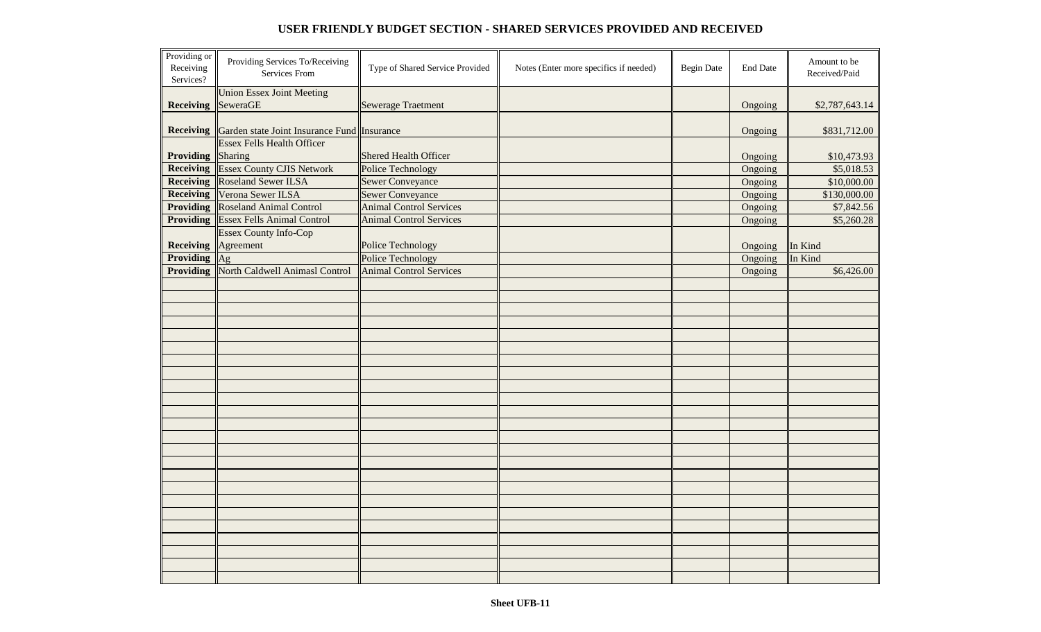# USER FRIENDLY BUDGET SECTION - SHARED SERVICES PROVIDED AND RECEIVED

| Providing or Receiving Services? | Providing Services To/Receiving Services From | Type of Shared Service Provided | Notes (Enter more specifics if needed) | Begin Date | End Date | Amount to be Received/Paid |
|---|---|---|---|---|---|---|
| **Receiving** | Union Essex Joint Meeting SeweraGE | Sewerage Traetment | | | Ongoing | $2,787,643.14 |
| **Receiving** | Garden state Joint Insurance Fund | Insurance | | | Ongoing | $831,712.00 |
| **Providing** | Essex Fells Health Officer Sharing | Shered Health Officer | | | Ongoing | $10,473.93 |
| **Receiving** | Essex County CJIS Network | Police Technology | | | Ongoing | $5,018.53 |
| **Receiving** | Roseland Sewer ILSA | Sewer Conveyance | | | Ongoing | $10,000.00 |
| **Receiving** | Verona Sewer ILSA | Sewer Conveyance | | | Ongoing | $130,000.00 |
| **Providing** | Roseland Animal Control | Animal Control Services | | | Ongoing | $7,842.56 |
| **Providing** | Essex Fells Animal Control | Animal Control Services | | | Ongoing | $5,260.28 |
| **Receiving** | Essex County Info-Cop Agreement | Police Technology | | | Ongoing | In Kind |
| **Providing** | Ag | Police Technology | | | Ongoing | In Kind |
| **Providing** | North Caldwell Animasl Control | Animal Control Services | | | Ongoing | $6,426.00 |

**Sheet UFB-11**